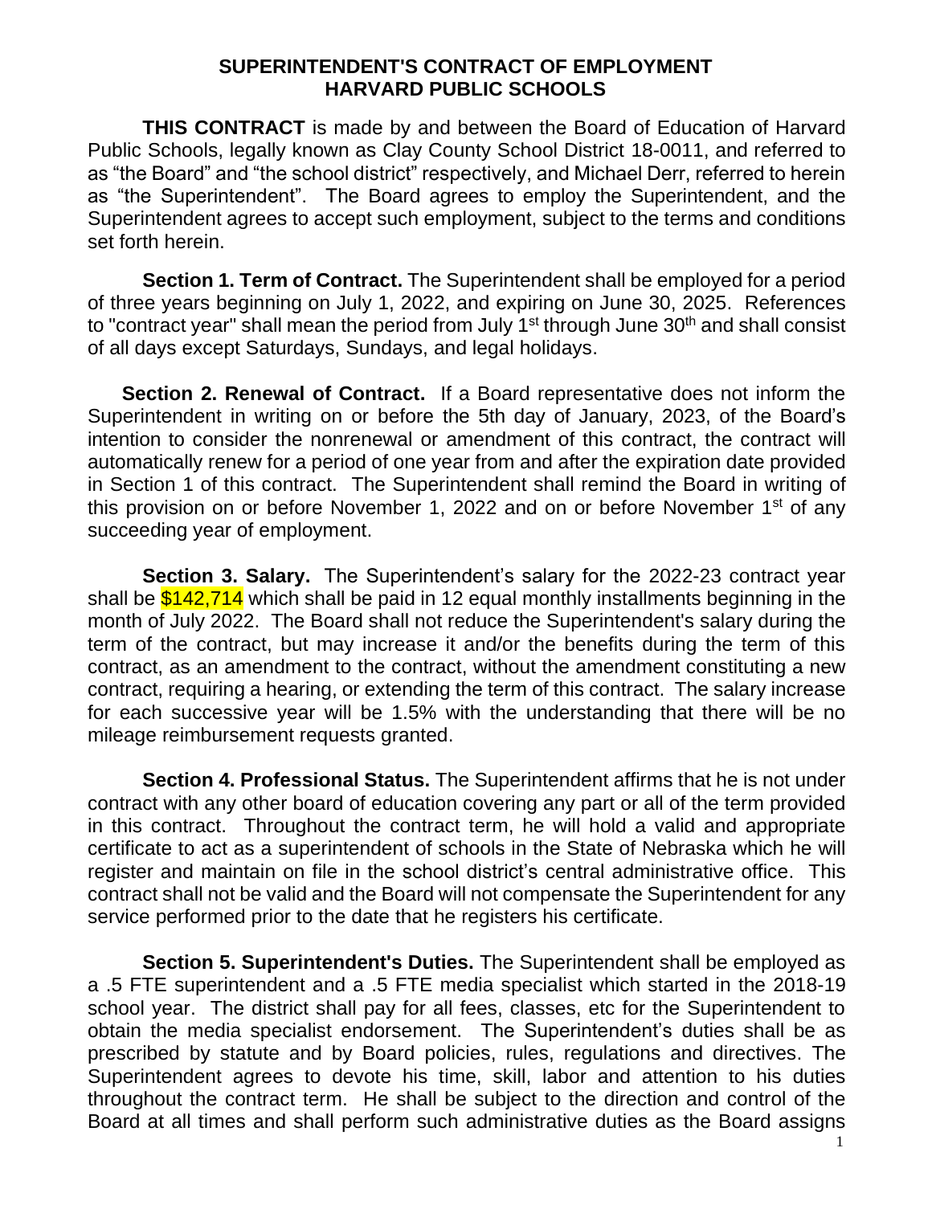# SUPERINTENDENT'S CONTRACT OF EMPLOYMENT
# HARVARD PUBLIC SCHOOLS

**THIS CONTRACT** is made by and between the Board of Education of Harvard Public Schools, legally known as Clay County School District 18-0011, and referred to as "the Board" and "the school district" respectively, and Michael Derr, referred to herein as "the Superintendent". The Board agrees to employ the Superintendent, and the Superintendent agrees to accept such employment, subject to the terms and conditions set forth herein.

**Section 1. Term of Contract.** The Superintendent shall be employed for a period of three years beginning on July 1, 2022, and expiring on June 30, 2025. References to "contract year" shall mean the period from July 1st through June 30th and shall consist of all days except Saturdays, Sundays, and legal holidays.

**Section 2. Renewal of Contract.** If a Board representative does not inform the Superintendent in writing on or before the 5th day of January, 2023, of the Board's intention to consider the nonrenewal or amendment of this contract, the contract will automatically renew for a period of one year from and after the expiration date provided in Section 1 of this contract. The Superintendent shall remind the Board in writing of this provision on or before November 1, 2022 and on or before November 1st of any succeeding year of employment.

**Section 3. Salary.** The Superintendent's salary for the 2022-23 contract year shall be $142,714 which shall be paid in 12 equal monthly installments beginning in the month of July 2022. The Board shall not reduce the Superintendent's salary during the term of the contract, but may increase it and/or the benefits during the term of this contract, as an amendment to the contract, without the amendment constituting a new contract, requiring a hearing, or extending the term of this contract. The salary increase for each successive year will be 1.5% with the understanding that there will be no mileage reimbursement requests granted.

**Section 4. Professional Status.** The Superintendent affirms that he is not under contract with any other board of education covering any part or all of the term provided in this contract. Throughout the contract term, he will hold a valid and appropriate certificate to act as a superintendent of schools in the State of Nebraska which he will register and maintain on file in the school district's central administrative office. This contract shall not be valid and the Board will not compensate the Superintendent for any service performed prior to the date that he registers his certificate.

**Section 5. Superintendent's Duties.** The Superintendent shall be employed as a .5 FTE superintendent and a .5 FTE media specialist which started in the 2018-19 school year. The district shall pay for all fees, classes, etc for the Superintendent to obtain the media specialist endorsement. The Superintendent's duties shall be as prescribed by statute and by Board policies, rules, regulations and directives. The Superintendent agrees to devote his time, skill, labor and attention to his duties throughout the contract term. He shall be subject to the direction and control of the Board at all times and shall perform such administrative duties as the Board assigns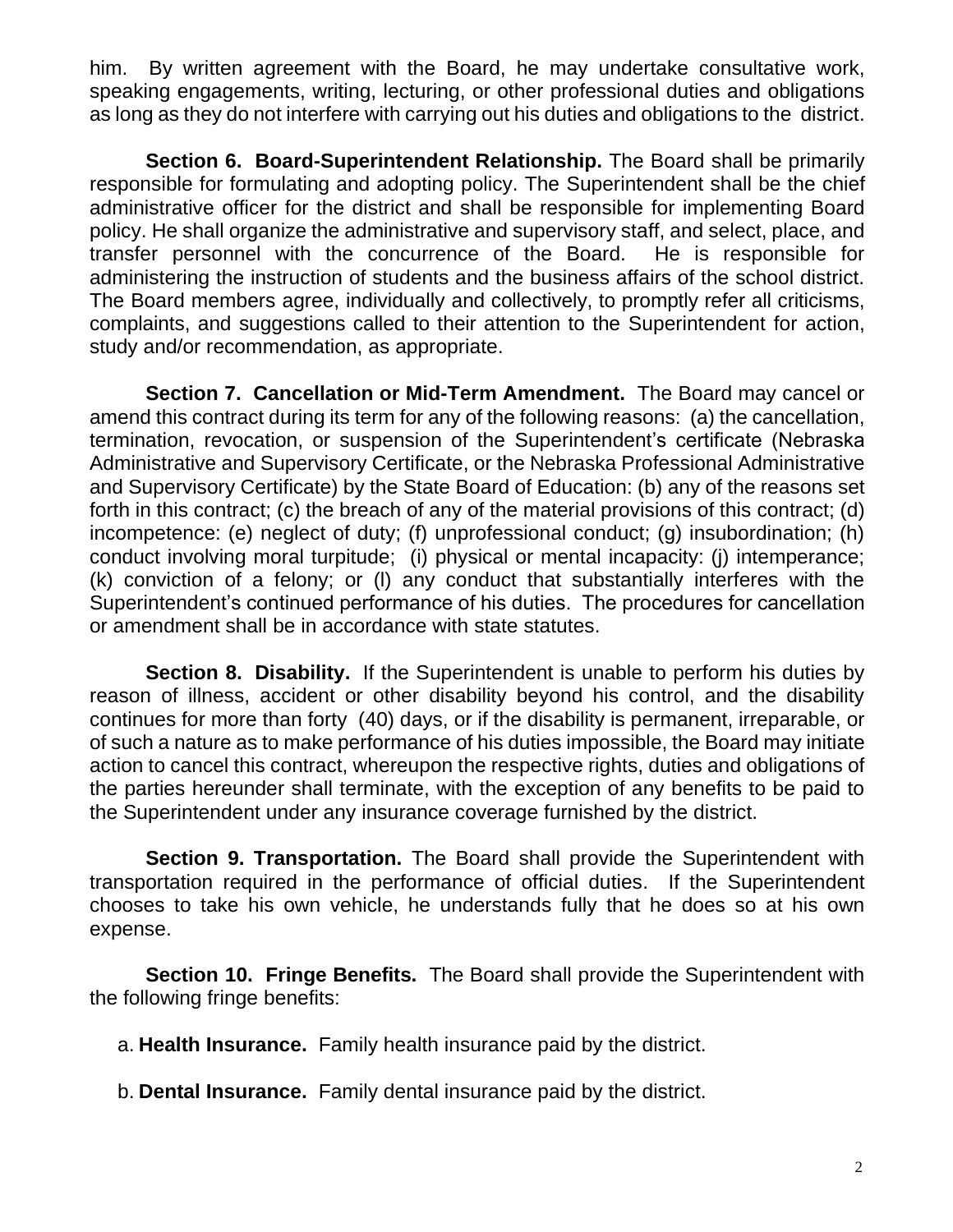him. By written agreement with the Board, he may undertake consultative work, speaking engagements, writing, lecturing, or other professional duties and obligations as long as they do not interfere with carrying out his duties and obligations to the district.

**Section 6. Board-Superintendent Relationship.** The Board shall be primarily responsible for formulating and adopting policy. The Superintendent shall be the chief administrative officer for the district and shall be responsible for implementing Board policy. He shall organize the administrative and supervisory staff, and select, place, and transfer personnel with the concurrence of the Board. He is responsible for administering the instruction of students and the business affairs of the school district. The Board members agree, individually and collectively, to promptly refer all criticisms, complaints, and suggestions called to their attention to the Superintendent for action, study and/or recommendation, as appropriate.

**Section 7. Cancellation or Mid-Term Amendment.** The Board may cancel or amend this contract during its term for any of the following reasons: (a) the cancellation, termination, revocation, or suspension of the Superintendent's certificate (Nebraska Administrative and Supervisory Certificate, or the Nebraska Professional Administrative and Supervisory Certificate) by the State Board of Education: (b) any of the reasons set forth in this contract; (c) the breach of any of the material provisions of this contract; (d) incompetence: (e) neglect of duty; (f) unprofessional conduct; (g) insubordination; (h) conduct involving moral turpitude; (i) physical or mental incapacity: (j) intemperance; (k) conviction of a felony; or (l) any conduct that substantially interferes with the Superintendent's continued performance of his duties. The procedures for cancellation or amendment shall be in accordance with state statutes.

**Section 8. Disability.** If the Superintendent is unable to perform his duties by reason of illness, accident or other disability beyond his control, and the disability continues for more than forty (40) days, or if the disability is permanent, irreparable, or of such a nature as to make performance of his duties impossible, the Board may initiate action to cancel this contract, whereupon the respective rights, duties and obligations of the parties hereunder shall terminate, with the exception of any benefits to be paid to the Superintendent under any insurance coverage furnished by the district.

**Section 9. Transportation.** The Board shall provide the Superintendent with transportation required in the performance of official duties. If the Superintendent chooses to take his own vehicle, he understands fully that he does so at his own expense.

**Section 10. Fringe Benefits.** The Board shall provide the Superintendent with the following fringe benefits:

a. **Health Insurance.** Family health insurance paid by the district.

b. **Dental Insurance.** Family dental insurance paid by the district.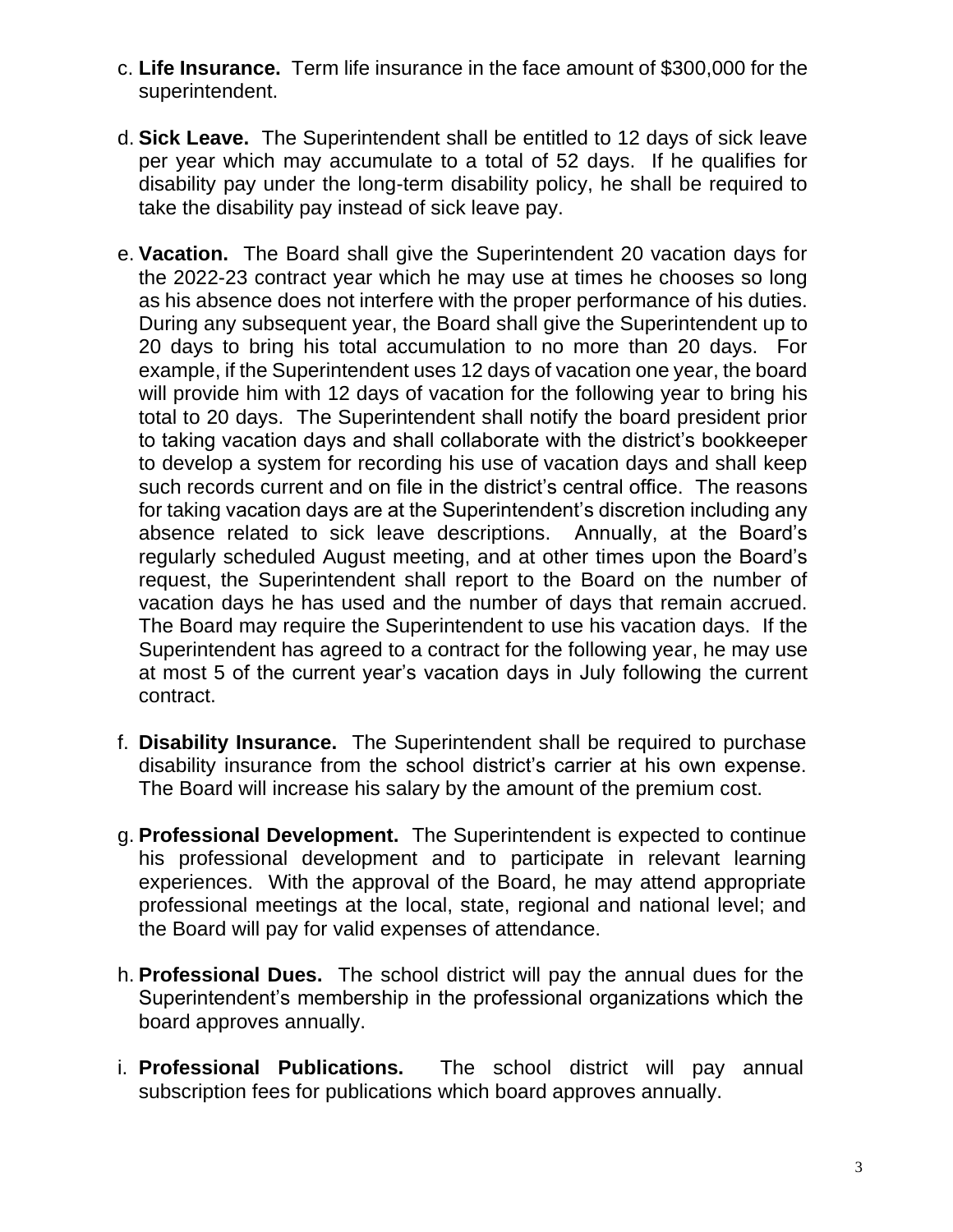c. **Life Insurance.** Term life insurance in the face amount of $300,000 for the superintendent.

d. **Sick Leave.** The Superintendent shall be entitled to 12 days of sick leave per year which may accumulate to a total of 52 days. If he qualifies for disability pay under the long-term disability policy, he shall be required to take the disability pay instead of sick leave pay.

e. **Vacation.** The Board shall give the Superintendent 20 vacation days for the 2022-23 contract year which he may use at times he chooses so long as his absence does not interfere with the proper performance of his duties. During any subsequent year, the Board shall give the Superintendent up to 20 days to bring his total accumulation to no more than 20 days. For example, if the Superintendent uses 12 days of vacation one year, the board will provide him with 12 days of vacation for the following year to bring his total to 20 days. The Superintendent shall notify the board president prior to taking vacation days and shall collaborate with the district's bookkeeper to develop a system for recording his use of vacation days and shall keep such records current and on file in the district's central office. The reasons for taking vacation days are at the Superintendent's discretion including any absence related to sick leave descriptions. Annually, at the Board's regularly scheduled August meeting, and at other times upon the Board's request, the Superintendent shall report to the Board on the number of vacation days he has used and the number of days that remain accrued. The Board may require the Superintendent to use his vacation days. If the Superintendent has agreed to a contract for the following year, he may use at most 5 of the current year's vacation days in July following the current contract.

f. **Disability Insurance.** The Superintendent shall be required to purchase disability insurance from the school district's carrier at his own expense. The Board will increase his salary by the amount of the premium cost.

g. **Professional Development.** The Superintendent is expected to continue his professional development and to participate in relevant learning experiences. With the approval of the Board, he may attend appropriate professional meetings at the local, state, regional and national level; and the Board will pay for valid expenses of attendance.

h. **Professional Dues.** The school district will pay the annual dues for the Superintendent's membership in the professional organizations which the board approves annually.

i. **Professional Publications.** The school district will pay annual subscription fees for publications which board approves annually.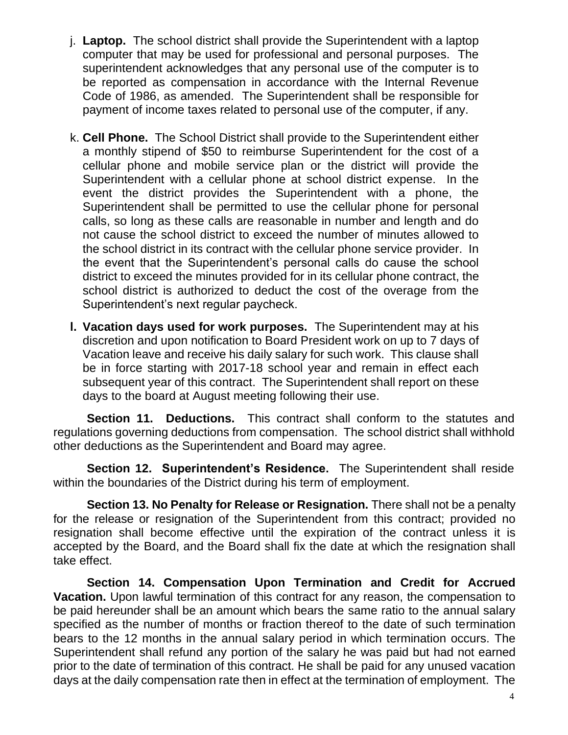j. **Laptop.** The school district shall provide the Superintendent with a laptop computer that may be used for professional and personal purposes. The superintendent acknowledges that any personal use of the computer is to be reported as compensation in accordance with the Internal Revenue Code of 1986, as amended. The Superintendent shall be responsible for payment of income taxes related to personal use of the computer, if any.

k. **Cell Phone.** The School District shall provide to the Superintendent either a monthly stipend of $50 to reimburse Superintendent for the cost of a cellular phone and mobile service plan or the district will provide the Superintendent with a cellular phone at school district expense. In the event the district provides the Superintendent with a phone, the Superintendent shall be permitted to use the cellular phone for personal calls, so long as these calls are reasonable in number and length and do not cause the school district to exceed the number of minutes allowed to the school district in its contract with the cellular phone service provider. In the event that the Superintendent's personal calls do cause the school district to exceed the minutes provided for in its cellular phone contract, the school district is authorized to deduct the cost of the overage from the Superintendent's next regular paycheck.

**l. Vacation days used for work purposes.** The Superintendent may at his discretion and upon notification to Board President work on up to 7 days of Vacation leave and receive his daily salary for such work. This clause shall be in force starting with 2017-18 school year and remain in effect each subsequent year of this contract. The Superintendent shall report on these days to the board at August meeting following their use.

**Section 11. Deductions.** This contract shall conform to the statutes and regulations governing deductions from compensation. The school district shall withhold other deductions as the Superintendent and Board may agree.

**Section 12. Superintendent's Residence.** The Superintendent shall reside within the boundaries of the District during his term of employment.

**Section 13. No Penalty for Release or Resignation.** There shall not be a penalty for the release or resignation of the Superintendent from this contract; provided no resignation shall become effective until the expiration of the contract unless it is accepted by the Board, and the Board shall fix the date at which the resignation shall take effect.

**Section 14. Compensation Upon Termination and Credit for Accrued Vacation.** Upon lawful termination of this contract for any reason, the compensation to be paid hereunder shall be an amount which bears the same ratio to the annual salary specified as the number of months or fraction thereof to the date of such termination bears to the 12 months in the annual salary period in which termination occurs. The Superintendent shall refund any portion of the salary he was paid but had not earned prior to the date of termination of this contract. He shall be paid for any unused vacation days at the daily compensation rate then in effect at the termination of employment. The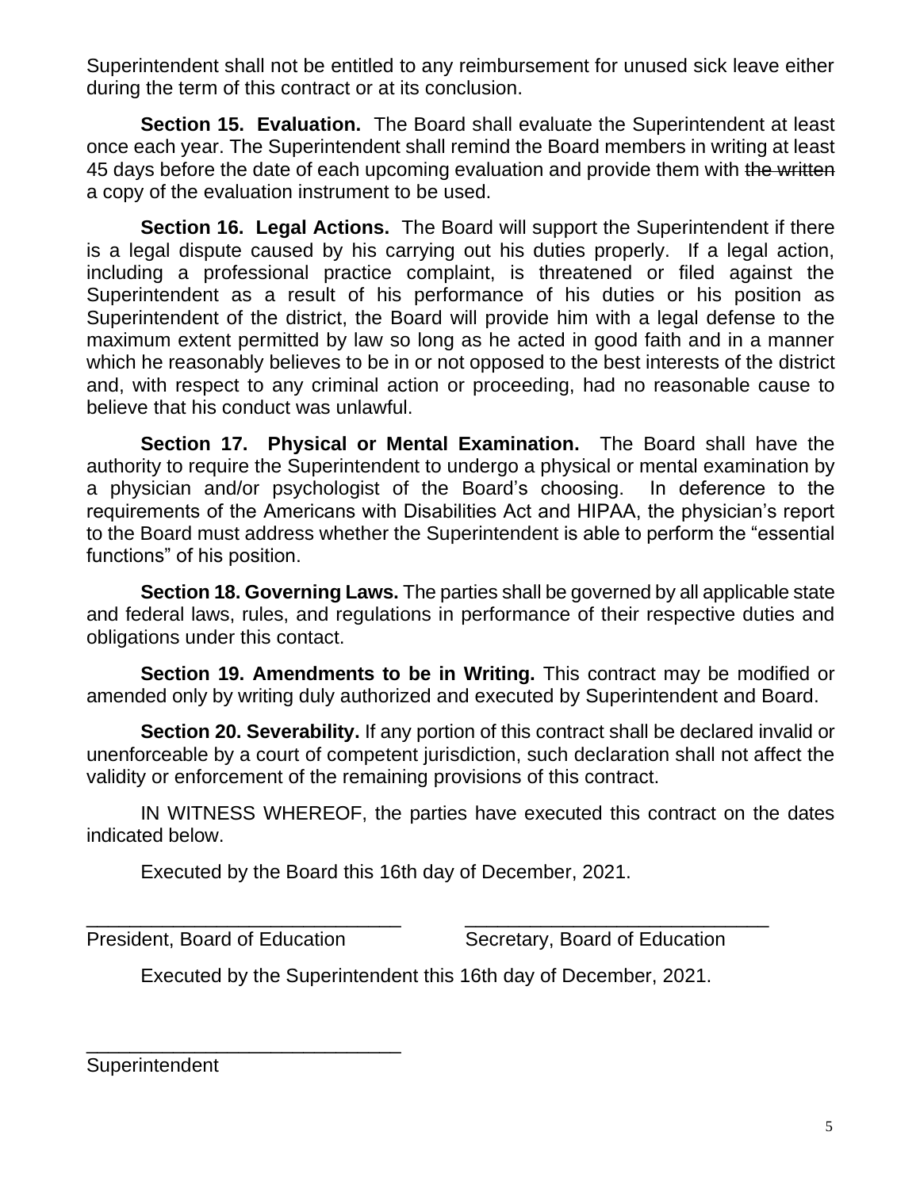Superintendent shall not be entitled to any reimbursement for unused sick leave either during the term of this contract or at its conclusion.

**Section 15. Evaluation.** The Board shall evaluate the Superintendent at least once each year. The Superintendent shall remind the Board members in writing at least 45 days before the date of each upcoming evaluation and provide them with ~~the written~~ a copy of the evaluation instrument to be used.

**Section 16. Legal Actions.** The Board will support the Superintendent if there is a legal dispute caused by his carrying out his duties properly. If a legal action, including a professional practice complaint, is threatened or filed against the Superintendent as a result of his performance of his duties or his position as Superintendent of the district, the Board will provide him with a legal defense to the maximum extent permitted by law so long as he acted in good faith and in a manner which he reasonably believes to be in or not opposed to the best interests of the district and, with respect to any criminal action or proceeding, had no reasonable cause to believe that his conduct was unlawful.

**Section 17. Physical or Mental Examination.** The Board shall have the authority to require the Superintendent to undergo a physical or mental examination by a physician and/or psychologist of the Board's choosing. In deference to the requirements of the Americans with Disabilities Act and HIPAA, the physician's report to the Board must address whether the Superintendent is able to perform the "essential functions" of his position.

**Section 18. Governing Laws.** The parties shall be governed by all applicable state and federal laws, rules, and regulations in performance of their respective duties and obligations under this contact.

**Section 19. Amendments to be in Writing.** This contract may be modified or amended only by writing duly authorized and executed by Superintendent and Board.

**Section 20. Severability.** If any portion of this contract shall be declared invalid or unenforceable by a court of competent jurisdiction, such declaration shall not affect the validity or enforcement of the remaining provisions of this contract.

IN WITNESS WHEREOF, the parties have executed this contract on the dates indicated below.

Executed by the Board this 16th day of December, 2021.

\_\_\_\_\_\_\_\_\_\_\_\_\_\_\_\_\_\_\_\_\_\_\_\_\_\_\_\_\_\_ \_\_\_\_\_\_\_\_\_\_\_\_\_\_\_\_\_\_\_\_\_\_\_\_\_\_\_\_\_\_
President, Board of Education Secretary, Board of Education

Executed by the Superintendent this 16th day of December, 2021.

\_\_\_\_\_\_\_\_\_\_\_\_\_\_\_\_\_\_\_\_\_\_\_\_\_\_\_\_\_\_
Superintendent